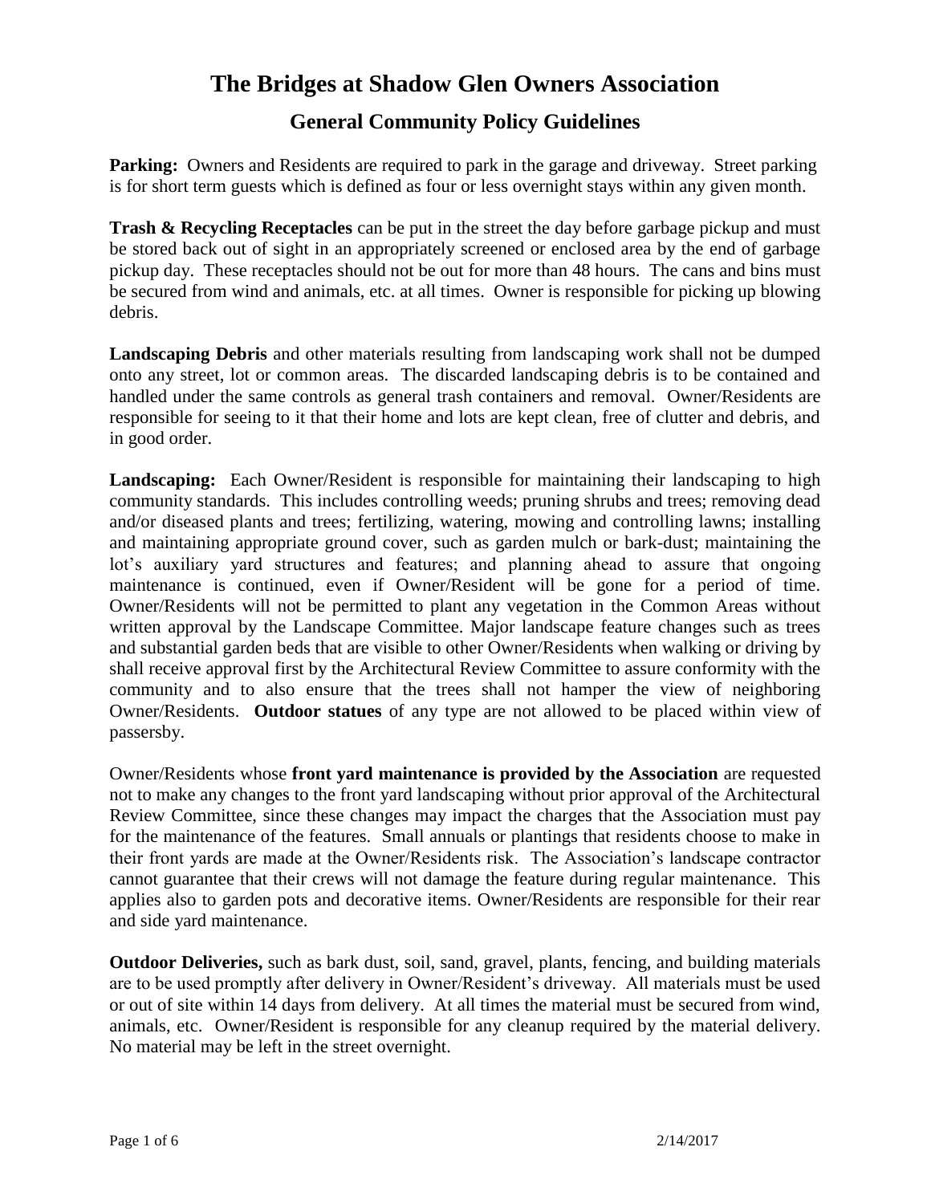# The Bridges at Shadow Glen Owners Association

## General Community Policy Guidelines

**Parking:** Owners and Residents are required to park in the garage and driveway. Street parking is for short term guests which is defined as four or less overnight stays within any given month.

**Trash & Recycling Receptacles** can be put in the street the day before garbage pickup and must be stored back out of sight in an appropriately screened or enclosed area by the end of garbage pickup day. These receptacles should not be out for more than 48 hours. The cans and bins must be secured from wind and animals, etc. at all times. Owner is responsible for picking up blowing debris.

**Landscaping Debris** and other materials resulting from landscaping work shall not be dumped onto any street, lot or common areas. The discarded landscaping debris is to be contained and handled under the same controls as general trash containers and removal. Owner/Residents are responsible for seeing to it that their home and lots are kept clean, free of clutter and debris, and in good order.

**Landscaping:** Each Owner/Resident is responsible for maintaining their landscaping to high community standards. This includes controlling weeds; pruning shrubs and trees; removing dead and/or diseased plants and trees; fertilizing, watering, mowing and controlling lawns; installing and maintaining appropriate ground cover, such as garden mulch or bark-dust; maintaining the lot's auxiliary yard structures and features; and planning ahead to assure that ongoing maintenance is continued, even if Owner/Resident will be gone for a period of time. Owner/Residents will not be permitted to plant any vegetation in the Common Areas without written approval by the Landscape Committee. Major landscape feature changes such as trees and substantial garden beds that are visible to other Owner/Residents when walking or driving by shall receive approval first by the Architectural Review Committee to assure conformity with the community and to also ensure that the trees shall not hamper the view of neighboring Owner/Residents. **Outdoor statues** of any type are not allowed to be placed within view of passersby.

Owner/Residents whose **front yard maintenance is provided by the Association** are requested not to make any changes to the front yard landscaping without prior approval of the Architectural Review Committee, since these changes may impact the charges that the Association must pay for the maintenance of the features. Small annuals or plantings that residents choose to make in their front yards are made at the Owner/Residents risk. The Association's landscape contractor cannot guarantee that their crews will not damage the feature during regular maintenance. This applies also to garden pots and decorative items. Owner/Residents are responsible for their rear and side yard maintenance.

**Outdoor Deliveries,** such as bark dust, soil, sand, gravel, plants, fencing, and building materials are to be used promptly after delivery in Owner/Resident's driveway. All materials must be used or out of site within 14 days from delivery. At all times the material must be secured from wind, animals, etc. Owner/Resident is responsible for any cleanup required by the material delivery. No material may be left in the street overnight.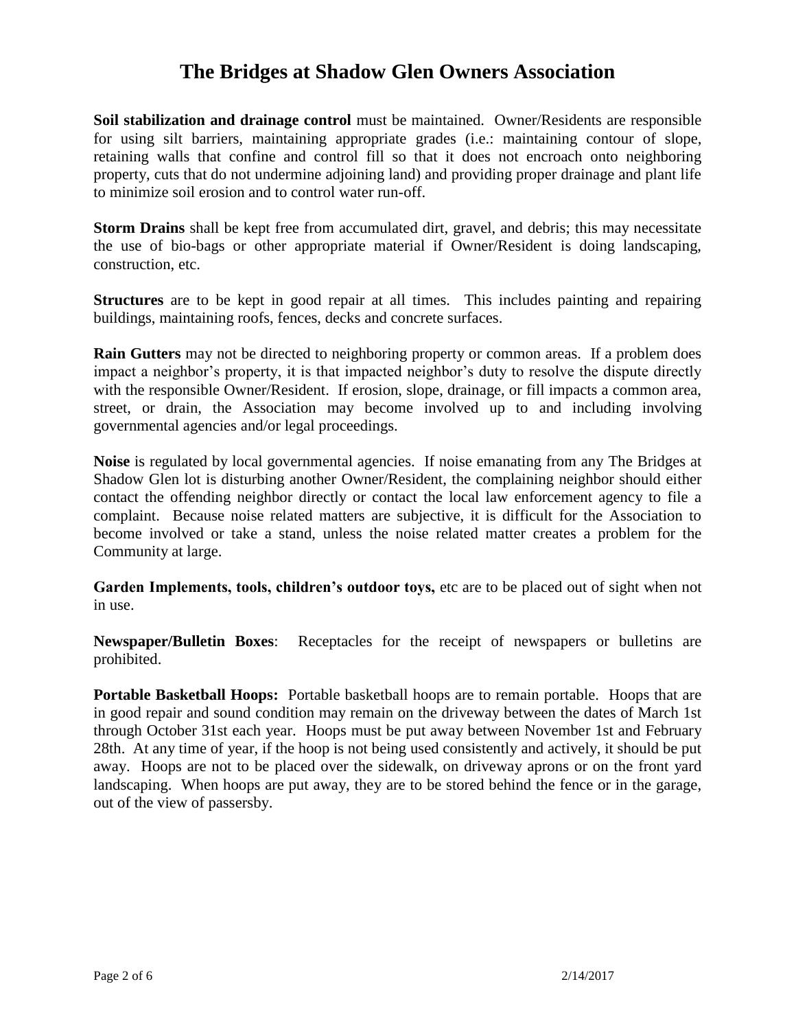# The Bridges at Shadow Glen Owners Association

**Soil stabilization and drainage control** must be maintained. Owner/Residents are responsible for using silt barriers, maintaining appropriate grades (i.e.: maintaining contour of slope, retaining walls that confine and control fill so that it does not encroach onto neighboring property, cuts that do not undermine adjoining land) and providing proper drainage and plant life to minimize soil erosion and to control water run-off.

**Storm Drains** shall be kept free from accumulated dirt, gravel, and debris; this may necessitate the use of bio-bags or other appropriate material if Owner/Resident is doing landscaping, construction, etc.

**Structures** are to be kept in good repair at all times. This includes painting and repairing buildings, maintaining roofs, fences, decks and concrete surfaces.

**Rain Gutters** may not be directed to neighboring property or common areas. If a problem does impact a neighbor's property, it is that impacted neighbor's duty to resolve the dispute directly with the responsible Owner/Resident. If erosion, slope, drainage, or fill impacts a common area, street, or drain, the Association may become involved up to and including involving governmental agencies and/or legal proceedings.

**Noise** is regulated by local governmental agencies. If noise emanating from any The Bridges at Shadow Glen lot is disturbing another Owner/Resident, the complaining neighbor should either contact the offending neighbor directly or contact the local law enforcement agency to file a complaint. Because noise related matters are subjective, it is difficult for the Association to become involved or take a stand, unless the noise related matter creates a problem for the Community at large.

**Garden Implements, tools, children's outdoor toys,** etc are to be placed out of sight when not in use.

**Newspaper/Bulletin Boxes**: Receptacles for the receipt of newspapers or bulletins are prohibited.

**Portable Basketball Hoops:** Portable basketball hoops are to remain portable. Hoops that are in good repair and sound condition may remain on the driveway between the dates of March 1st through October 31st each year. Hoops must be put away between November 1st and February 28th. At any time of year, if the hoop is not being used consistently and actively, it should be put away. Hoops are not to be placed over the sidewalk, on driveway aprons or on the front yard landscaping. When hoops are put away, they are to be stored behind the fence or in the garage, out of the view of passersby.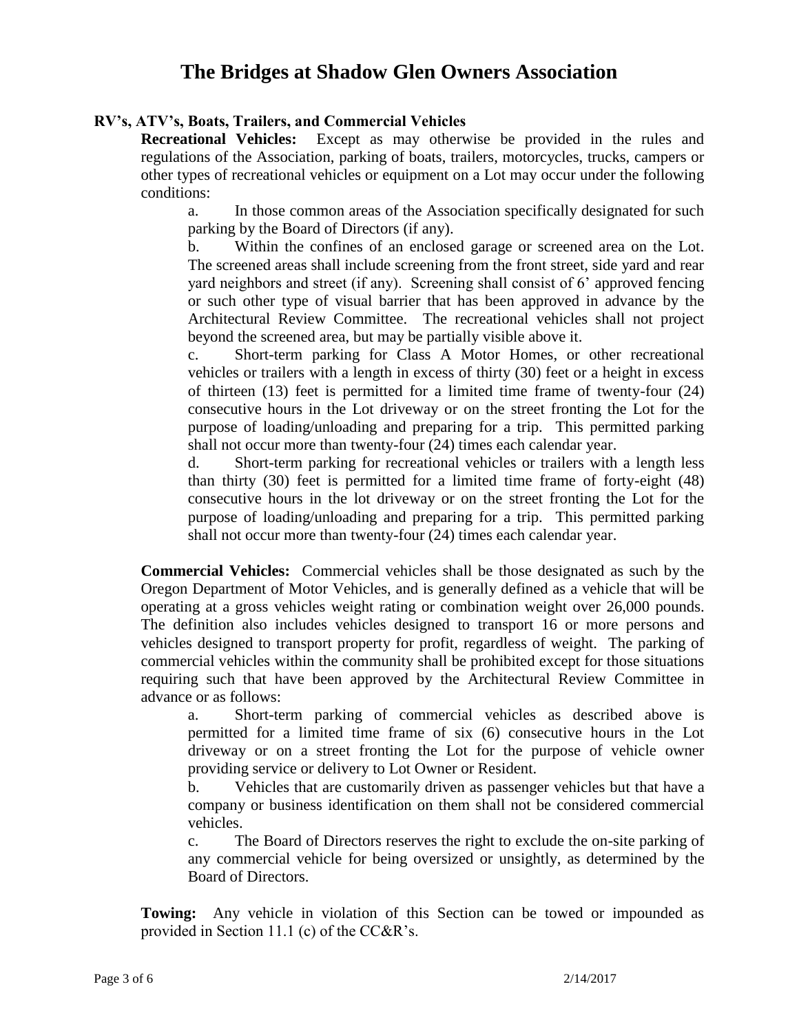# The Bridges at Shadow Glen Owners Association

### RV's, ATV's, Boats, Trailers, and Commercial Vehicles

**Recreational Vehicles:** Except as may otherwise be provided in the rules and regulations of the Association, parking of boats, trailers, motorcycles, trucks, campers or other types of recreational vehicles or equipment on a Lot may occur under the following conditions:

a. In those common areas of the Association specifically designated for such parking by the Board of Directors (if any).

b. Within the confines of an enclosed garage or screened area on the Lot. The screened areas shall include screening from the front street, side yard and rear yard neighbors and street (if any). Screening shall consist of 6' approved fencing or such other type of visual barrier that has been approved in advance by the Architectural Review Committee. The recreational vehicles shall not project beyond the screened area, but may be partially visible above it.

c. Short-term parking for Class A Motor Homes, or other recreational vehicles or trailers with a length in excess of thirty (30) feet or a height in excess of thirteen (13) feet is permitted for a limited time frame of twenty-four (24) consecutive hours in the Lot driveway or on the street fronting the Lot for the purpose of loading/unloading and preparing for a trip. This permitted parking shall not occur more than twenty-four (24) times each calendar year.

d. Short-term parking for recreational vehicles or trailers with a length less than thirty (30) feet is permitted for a limited time frame of forty-eight (48) consecutive hours in the lot driveway or on the street fronting the Lot for the purpose of loading/unloading and preparing for a trip. This permitted parking shall not occur more than twenty-four (24) times each calendar year.

**Commercial Vehicles:** Commercial vehicles shall be those designated as such by the Oregon Department of Motor Vehicles, and is generally defined as a vehicle that will be operating at a gross vehicles weight rating or combination weight over 26,000 pounds. The definition also includes vehicles designed to transport 16 or more persons and vehicles designed to transport property for profit, regardless of weight. The parking of commercial vehicles within the community shall be prohibited except for those situations requiring such that have been approved by the Architectural Review Committee in advance or as follows:

a. Short-term parking of commercial vehicles as described above is permitted for a limited time frame of six (6) consecutive hours in the Lot driveway or on a street fronting the Lot for the purpose of vehicle owner providing service or delivery to Lot Owner or Resident.

b. Vehicles that are customarily driven as passenger vehicles but that have a company or business identification on them shall not be considered commercial vehicles.

c. The Board of Directors reserves the right to exclude the on-site parking of any commercial vehicle for being oversized or unsightly, as determined by the Board of Directors.

**Towing:** Any vehicle in violation of this Section can be towed or impounded as provided in Section 11.1 (c) of the CC&R's.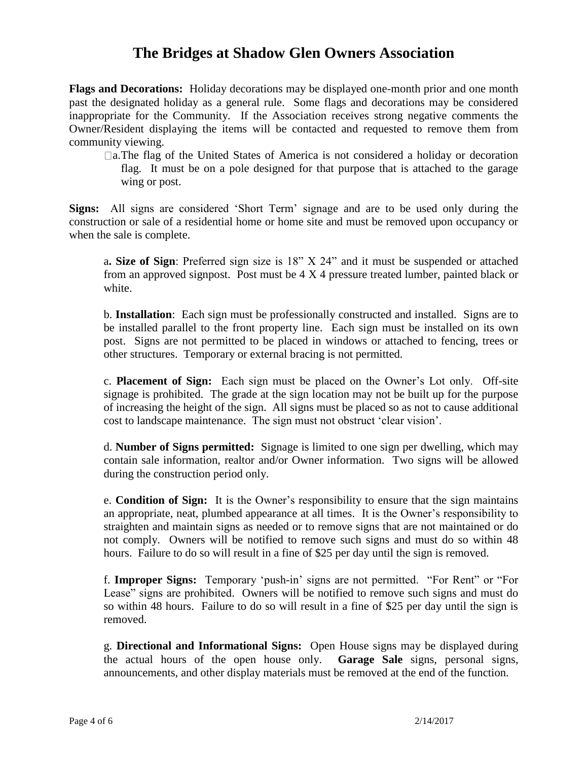# The Bridges at Shadow Glen Owners Association

**Flags and Decorations:** Holiday decorations may be displayed one-month prior and one month past the designated holiday as a general rule. Some flags and decorations may be considered inappropriate for the Community. If the Association receives strong negative comments the Owner/Resident displaying the items will be contacted and requested to remove them from community viewing.

> a. The flag of the United States of America is not considered a holiday or decoration flag. It must be on a pole designed for that purpose that is attached to the garage wing or post.

**Signs:** All signs are considered 'Short Term' signage and are to be used only during the construction or sale of a residential home or home site and must be removed upon occupancy or when the sale is complete.

> a**. Size of Sign**: Preferred sign size is 18" X 24" and it must be suspended or attached from an approved signpost. Post must be 4 X 4 pressure treated lumber, painted black or white.
>
> b. **Installation**: Each sign must be professionally constructed and installed. Signs are to be installed parallel to the front property line. Each sign must be installed on its own post. Signs are not permitted to be placed in windows or attached to fencing, trees or other structures. Temporary or external bracing is not permitted.
>
> c. **Placement of Sign:** Each sign must be placed on the Owner's Lot only. Off-site signage is prohibited. The grade at the sign location may not be built up for the purpose of increasing the height of the sign. All signs must be placed so as not to cause additional cost to landscape maintenance. The sign must not obstruct 'clear vision'.
>
> d. **Number of Signs permitted:** Signage is limited to one sign per dwelling, which may contain sale information, realtor and/or Owner information. Two signs will be allowed during the construction period only.
>
> e. **Condition of Sign:** It is the Owner's responsibility to ensure that the sign maintains an appropriate, neat, plumbed appearance at all times. It is the Owner's responsibility to straighten and maintain signs as needed or to remove signs that are not maintained or do not comply. Owners will be notified to remove such signs and must do so within 48 hours. Failure to do so will result in a fine of $25 per day until the sign is removed.
>
> f. **Improper Signs:** Temporary 'push-in' signs are not permitted. "For Rent" or "For Lease" signs are prohibited. Owners will be notified to remove such signs and must do so within 48 hours. Failure to do so will result in a fine of $25 per day until the sign is removed.
>
> g. **Directional and Informational Signs:** Open House signs may be displayed during the actual hours of the open house only. **Garage Sale** signs, personal signs, announcements, and other display materials must be removed at the end of the function.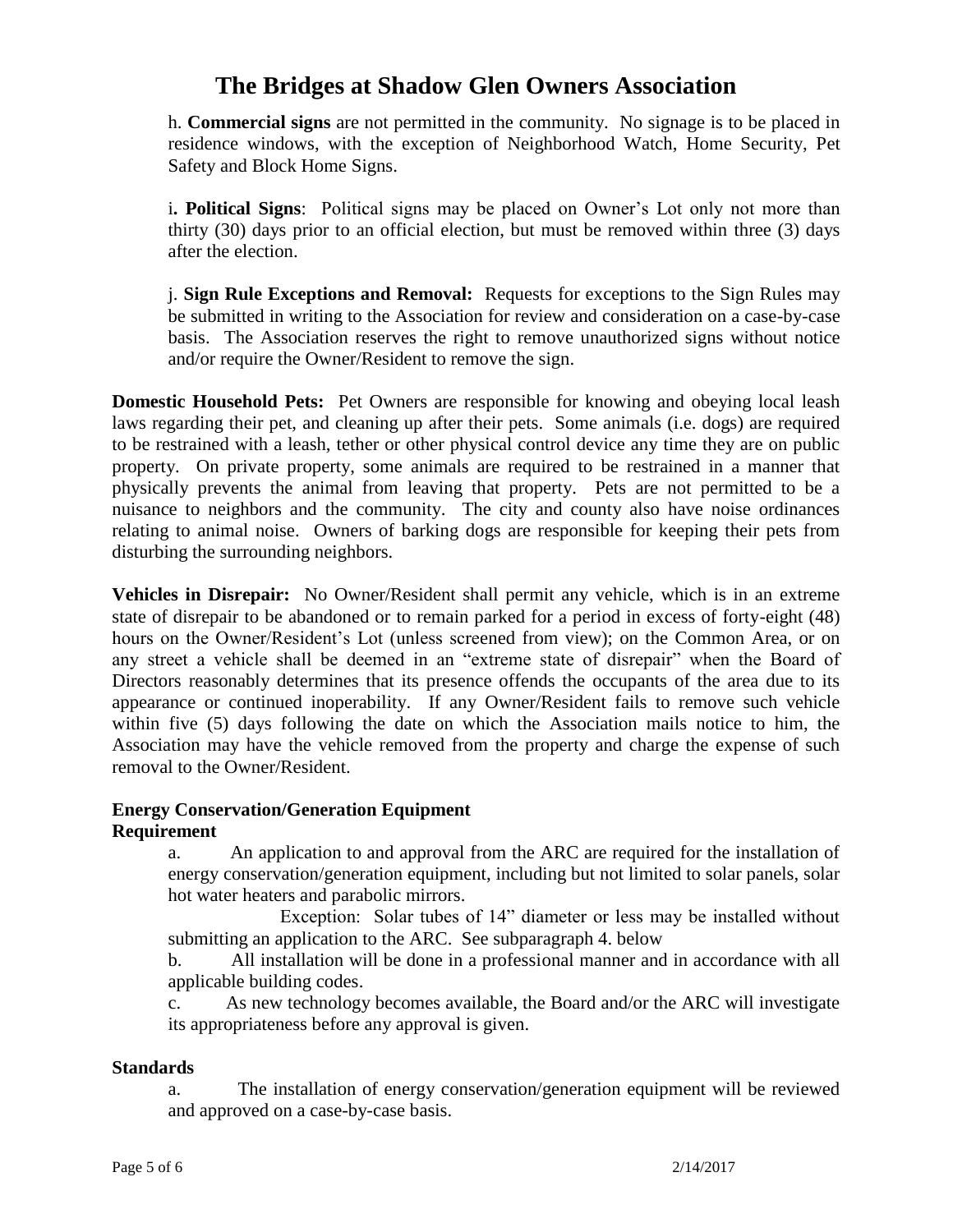h. **Commercial signs** are not permitted in the community. No signage is to be placed in residence windows, with the exception of Neighborhood Watch, Home Security, Pet Safety and Block Home Signs.

i**. Political Signs**: Political signs may be placed on Owner's Lot only not more than thirty (30) days prior to an official election, but must be removed within three (3) days after the election.

j. **Sign Rule Exceptions and Removal:** Requests for exceptions to the Sign Rules may be submitted in writing to the Association for review and consideration on a case-by-case basis. The Association reserves the right to remove unauthorized signs without notice and/or require the Owner/Resident to remove the sign.

**Domestic Household Pets:** Pet Owners are responsible for knowing and obeying local leash laws regarding their pet, and cleaning up after their pets. Some animals (i.e. dogs) are required to be restrained with a leash, tether or other physical control device any time they are on public property. On private property, some animals are required to be restrained in a manner that physically prevents the animal from leaving that property. Pets are not permitted to be a nuisance to neighbors and the community. The city and county also have noise ordinances relating to animal noise. Owners of barking dogs are responsible for keeping their pets from disturbing the surrounding neighbors.

**Vehicles in Disrepair:** No Owner/Resident shall permit any vehicle, which is in an extreme state of disrepair to be abandoned or to remain parked for a period in excess of forty-eight (48) hours on the Owner/Resident's Lot (unless screened from view); on the Common Area, or on any street a vehicle shall be deemed in an "extreme state of disrepair" when the Board of Directors reasonably determines that its presence offends the occupants of the area due to its appearance or continued inoperability. If any Owner/Resident fails to remove such vehicle within five (5) days following the date on which the Association mails notice to him, the Association may have the vehicle removed from the property and charge the expense of such removal to the Owner/Resident.

**Energy Conservation/Generation Equipment**

**Requirement**

a. An application to and approval from the ARC are required for the installation of energy conservation/generation equipment, including but not limited to solar panels, solar hot water heaters and parabolic mirrors.

Exception: Solar tubes of 14" diameter or less may be installed without submitting an application to the ARC. See subparagraph 4. below

b. All installation will be done in a professional manner and in accordance with all applicable building codes.

c. As new technology becomes available, the Board and/or the ARC will investigate its appropriateness before any approval is given.

**Standards**

a. The installation of energy conservation/generation equipment will be reviewed and approved on a case-by-case basis.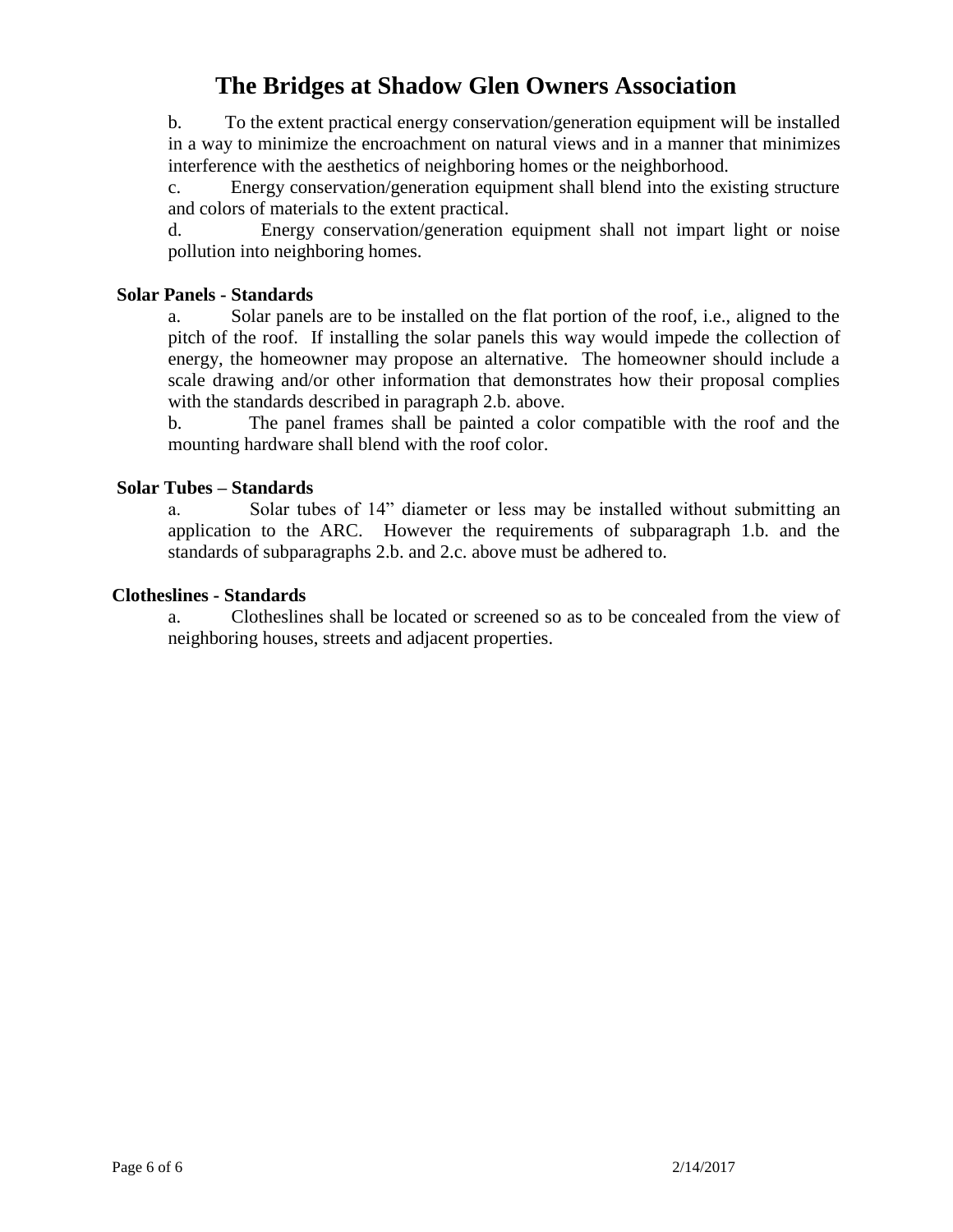b. To the extent practical energy conservation/generation equipment will be installed in a way to minimize the encroachment on natural views and in a manner that minimizes interference with the aesthetics of neighboring homes or the neighborhood.

c. Energy conservation/generation equipment shall blend into the existing structure and colors of materials to the extent practical.

d. Energy conservation/generation equipment shall not impart light or noise pollution into neighboring homes.

**Solar Panels - Standards**

a. Solar panels are to be installed on the flat portion of the roof, i.e., aligned to the pitch of the roof. If installing the solar panels this way would impede the collection of energy, the homeowner may propose an alternative. The homeowner should include a scale drawing and/or other information that demonstrates how their proposal complies with the standards described in paragraph 2.b. above.

b. The panel frames shall be painted a color compatible with the roof and the mounting hardware shall blend with the roof color.

**Solar Tubes – Standards**

a. Solar tubes of 14" diameter or less may be installed without submitting an application to the ARC. However the requirements of subparagraph 1.b. and the standards of subparagraphs 2.b. and 2.c. above must be adhered to.

**Clotheslines - Standards**

a. Clotheslines shall be located or screened so as to be concealed from the view of neighboring houses, streets and adjacent properties.